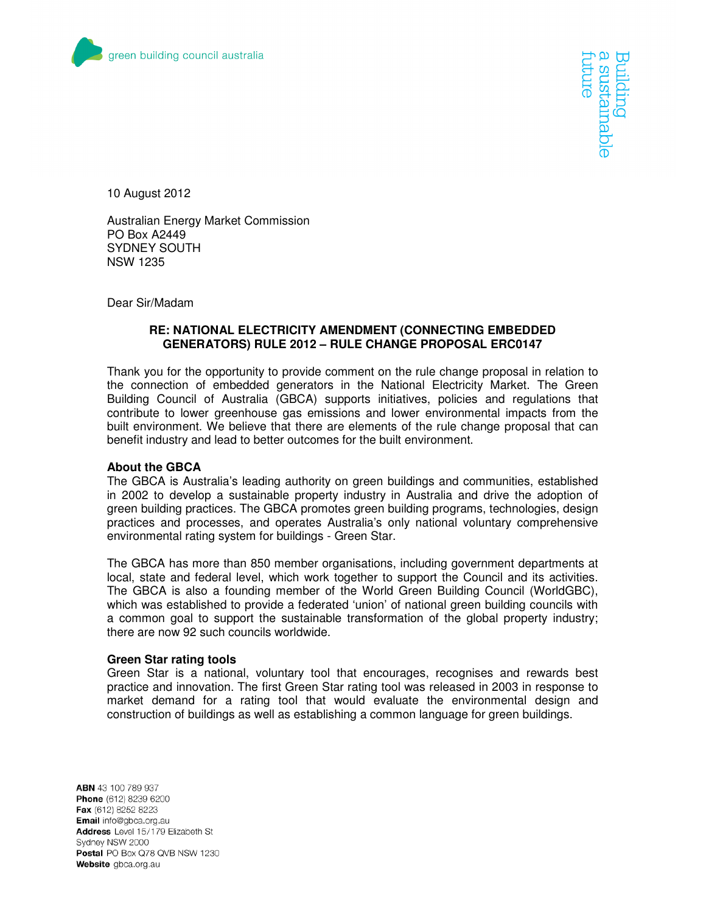green building council australia

Building a sustainable future

10 August 2012

Australian Energy Market Commission
PO Box A2449
SYDNEY SOUTH
NSW 1235

Dear Sir/Madam

**RE: NATIONAL ELECTRICITY AMENDMENT (CONNECTING EMBEDDED GENERATORS) RULE 2012 – RULE CHANGE PROPOSAL ERC0147**

Thank you for the opportunity to provide comment on the rule change proposal in relation to the connection of embedded generators in the National Electricity Market. The Green Building Council of Australia (GBCA) supports initiatives, policies and regulations that contribute to lower greenhouse gas emissions and lower environmental impacts from the built environment. We believe that there are elements of the rule change proposal that can benefit industry and lead to better outcomes for the built environment.

**About the GBCA**

The GBCA is Australia's leading authority on green buildings and communities, established in 2002 to develop a sustainable property industry in Australia and drive the adoption of green building practices. The GBCA promotes green building programs, technologies, design practices and processes, and operates Australia's only national voluntary comprehensive environmental rating system for buildings - Green Star.

The GBCA has more than 850 member organisations, including government departments at local, state and federal level, which work together to support the Council and its activities. The GBCA is also a founding member of the World Green Building Council (WorldGBC), which was established to provide a federated 'union' of national green building councils with a common goal to support the sustainable transformation of the global property industry; there are now 92 such councils worldwide.

**Green Star rating tools**

Green Star is a national, voluntary tool that encourages, recognises and rewards best practice and innovation. The first Green Star rating tool was released in 2003 in response to market demand for a rating tool that would evaluate the environmental design and construction of buildings as well as establishing a common language for green buildings.

**ABN** 43 100 789 937
**Phone** (612) 8239 6200
**Fax** (612) 8252 8223
**Email** info@gbca.org.au
**Address** Level 15/179 Elizabeth St
Sydney NSW 2000
**Postal** PO Box Q78 QVB NSW 1230
**Website** gbca.org.au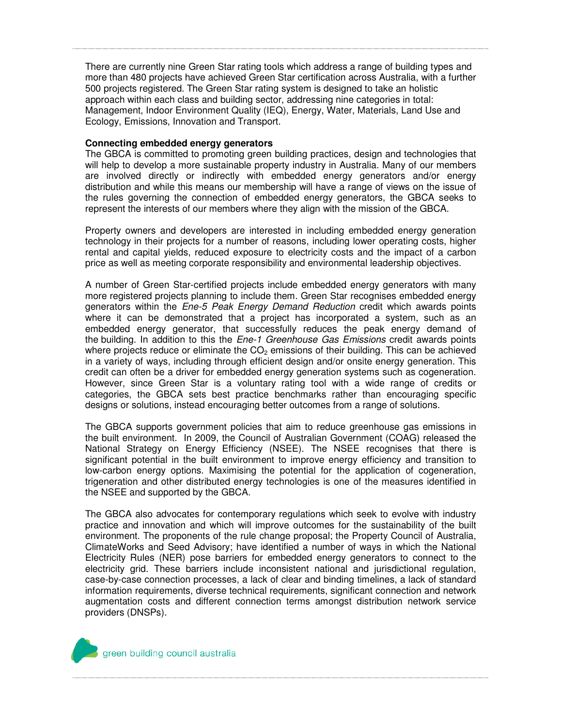There are currently nine Green Star rating tools which address a range of building types and more than 480 projects have achieved Green Star certification across Australia, with a further 500 projects registered. The Green Star rating system is designed to take an holistic approach within each class and building sector, addressing nine categories in total: Management, Indoor Environment Quality (IEQ), Energy, Water, Materials, Land Use and Ecology, Emissions, Innovation and Transport.

**Connecting embedded energy generators**

The GBCA is committed to promoting green building practices, design and technologies that will help to develop a more sustainable property industry in Australia. Many of our members are involved directly or indirectly with embedded energy generators and/or energy distribution and while this means our membership will have a range of views on the issue of the rules governing the connection of embedded energy generators, the GBCA seeks to represent the interests of our members where they align with the mission of the GBCA.

Property owners and developers are interested in including embedded energy generation technology in their projects for a number of reasons, including lower operating costs, higher rental and capital yields, reduced exposure to electricity costs and the impact of a carbon price as well as meeting corporate responsibility and environmental leadership objectives.

A number of Green Star-certified projects include embedded energy generators with many more registered projects planning to include them. Green Star recognises embedded energy generators within the *Ene-5 Peak Energy Demand Reduction* credit which awards points where it can be demonstrated that a project has incorporated a system, such as an embedded energy generator, that successfully reduces the peak energy demand of the building. In addition to this the *Ene-1 Greenhouse Gas Emissions* credit awards points where projects reduce or eliminate the $CO_2$ emissions of their building. This can be achieved in a variety of ways, including through efficient design and/or onsite energy generation. This credit can often be a driver for embedded energy generation systems such as cogeneration. However, since Green Star is a voluntary rating tool with a wide range of credits or categories, the GBCA sets best practice benchmarks rather than encouraging specific designs or solutions, instead encouraging better outcomes from a range of solutions.

The GBCA supports government policies that aim to reduce greenhouse gas emissions in the built environment. In 2009, the Council of Australian Government (COAG) released the National Strategy on Energy Efficiency (NSEE). The NSEE recognises that there is significant potential in the built environment to improve energy efficiency and transition to low-carbon energy options. Maximising the potential for the application of cogeneration, trigeneration and other distributed energy technologies is one of the measures identified in the NSEE and supported by the GBCA.

The GBCA also advocates for contemporary regulations which seek to evolve with industry practice and innovation and which will improve outcomes for the sustainability of the built environment. The proponents of the rule change proposal; the Property Council of Australia, ClimateWorks and Seed Advisory; have identified a number of ways in which the National Electricity Rules (NER) pose barriers for embedded energy generators to connect to the electricity grid. These barriers include inconsistent national and jurisdictional regulation, case-by-case connection processes, a lack of clear and binding timelines, a lack of standard information requirements, diverse technical requirements, significant connection and network augmentation costs and different connection terms amongst distribution network service providers (DNSPs).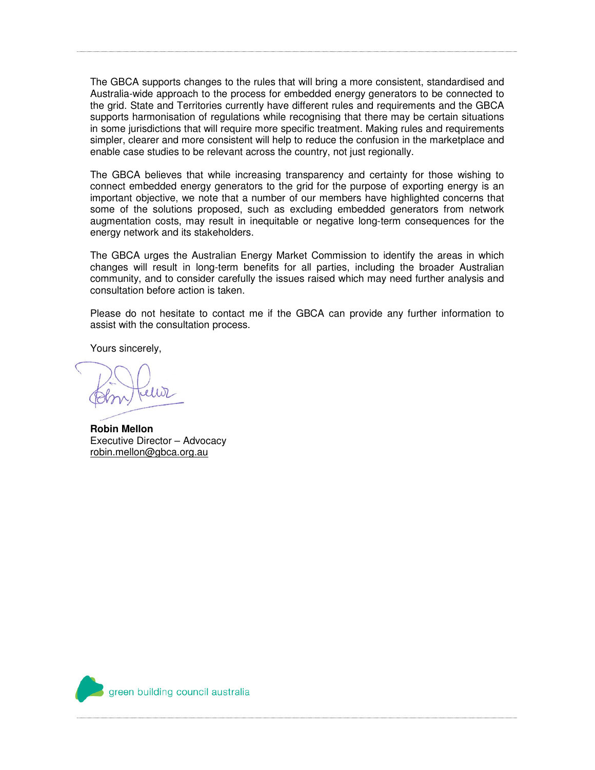The GBCA supports changes to the rules that will bring a more consistent, standardised and Australia-wide approach to the process for embedded energy generators to be connected to the grid. State and Territories currently have different rules and requirements and the GBCA supports harmonisation of regulations while recognising that there may be certain situations in some jurisdictions that will require more specific treatment. Making rules and requirements simpler, clearer and more consistent will help to reduce the confusion in the marketplace and enable case studies to be relevant across the country, not just regionally.

The GBCA believes that while increasing transparency and certainty for those wishing to connect embedded energy generators to the grid for the purpose of exporting energy is an important objective, we note that a number of our members have highlighted concerns that some of the solutions proposed, such as excluding embedded generators from network augmentation costs, may result in inequitable or negative long-term consequences for the energy network and its stakeholders.

The GBCA urges the Australian Energy Market Commission to identify the areas in which changes will result in long-term benefits for all parties, including the broader Australian community, and to consider carefully the issues raised which may need further analysis and consultation before action is taken.

Please do not hesitate to contact me if the GBCA can provide any further information to assist with the consultation process.

Yours sincerely,

**Robin Mellon**
Executive Director – Advocacy
robin.mellon@gbca.org.au